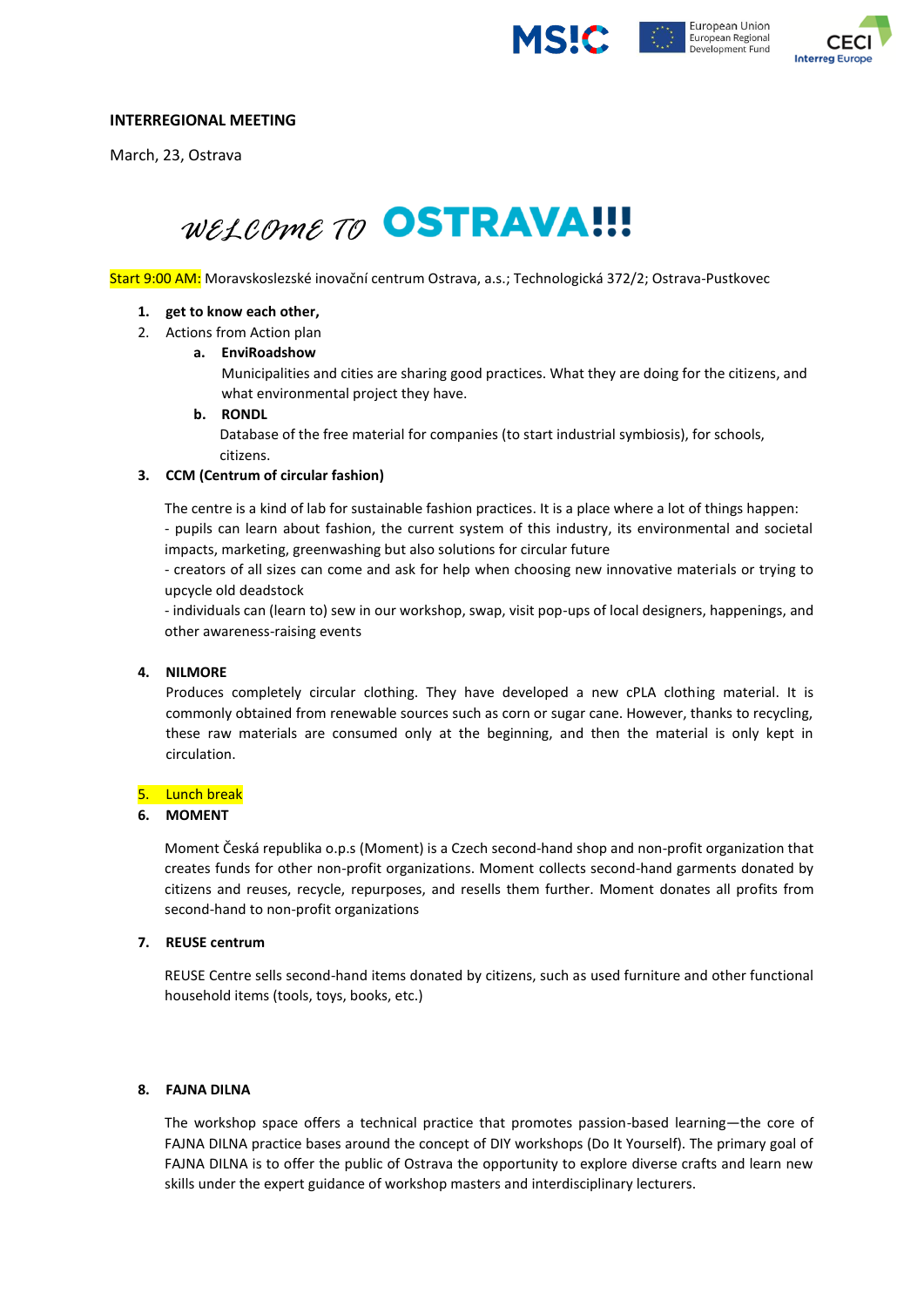**INTERREGIONAL MEETING**

March, 23, Ostrava

# WELCOME TO OSTRAVA!!!

Start 9:00 AM: Moravskoslezské inovační centrum Ostrava, a.s.; Technologická 372/2; Ostrava-Pustkovec

1. **get to know each other,**
2. Actions from Action plan
   a. **EnviRoadshow**
      Municipalities and cities are sharing good practices. What they are doing for the citizens, and what environmental project they have.
   b. **RONDL**
      Database of the free material for companies (to start industrial symbiosis), for schools, citizens.
3. **CCM (Centrum of circular fashion)**

   The centre is a kind of lab for sustainable fashion practices. It is a place where a lot of things happen:
   - pupils can learn about fashion, the current system of this industry, its environmental and societal impacts, marketing, greenwashing but also solutions for circular future
   - creators of all sizes can come and ask for help when choosing new innovative materials or trying to upcycle old deadstock
   - individuals can (learn to) sew in our workshop, swap, visit pop-ups of local designers, happenings, and other awareness-raising events

4. **NILMORE**
   Produces completely circular clothing. They have developed a new cPLA clothing material. It is commonly obtained from renewable sources such as corn or sugar cane. However, thanks to recycling, these raw materials are consumed only at the beginning, and then the material is only kept in circulation.

5. Lunch break
6. **MOMENT**

   Moment Česká republika o.p.s (Moment) is a Czech second-hand shop and non-profit organization that creates funds for other non-profit organizations. Moment collects second-hand garments donated by citizens and reuses, recycle, repurposes, and resells them further. Moment donates all profits from second-hand to non-profit organizations

7. **REUSE centrum**

   REUSE Centre sells second-hand items donated by citizens, such as used furniture and other functional household items (tools, toys, books, etc.)

8. **FAJNA DILNA**

   The workshop space offers a technical practice that promotes passion-based learning—the core of FAJNA DILNA practice bases around the concept of DIY workshops (Do It Yourself). The primary goal of FAJNA DILNA is to offer the public of Ostrava the opportunity to explore diverse crafts and learn new skills under the expert guidance of workshop masters and interdisciplinary lecturers.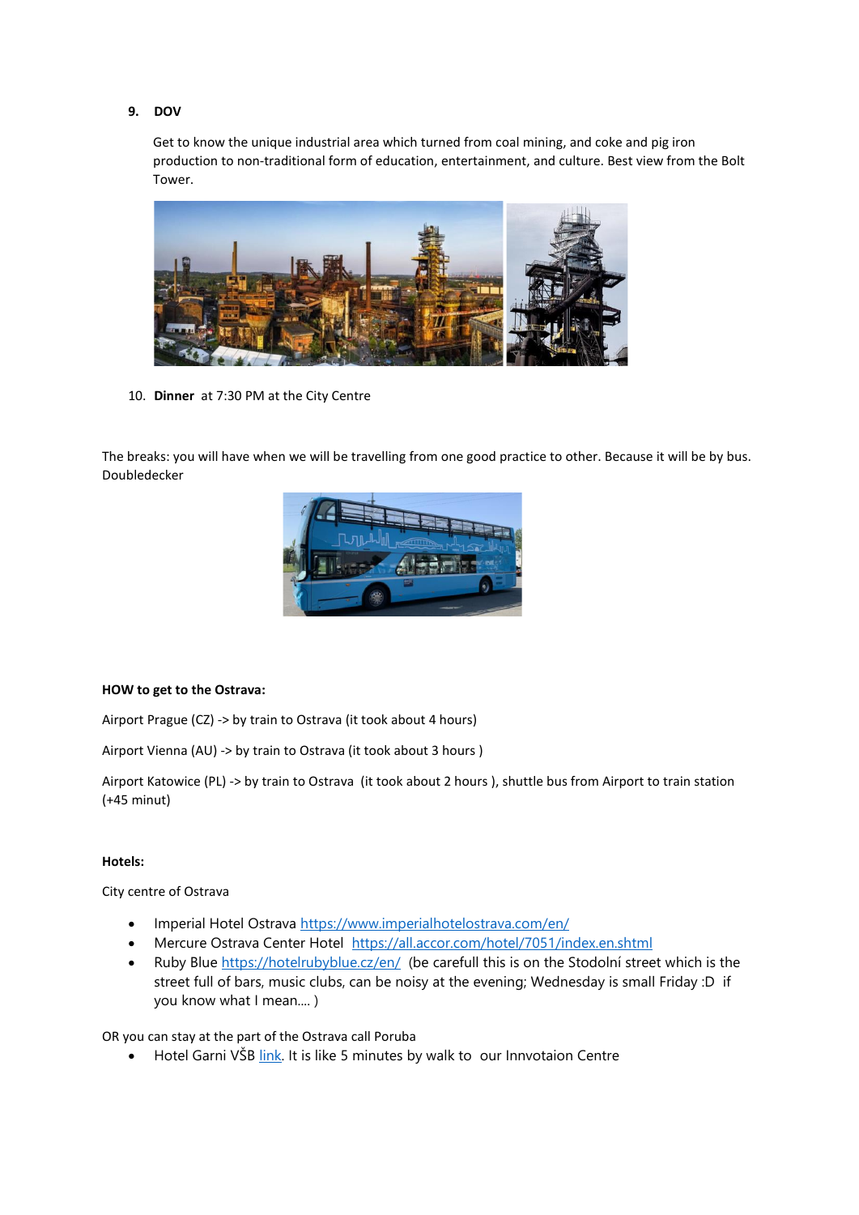9. **DOV**

   Get to know the unique industrial area which turned from coal mining, and coke and pig iron production to non-traditional form of education, entertainment, and culture. Best view from the Bolt Tower.

10. **Dinner** at 7:30 PM at the City Centre

The breaks: you will have when we will be travelling from one good practice to other. Because it will be by bus. Doubledecker

**HOW to get to the Ostrava:**

Airport Prague (CZ) -> by train to Ostrava (it took about 4 hours)

Airport Vienna (AU) -> by train to Ostrava (it took about 3 hours )

Airport Katowice (PL) -> by train to Ostrava (it took about 2 hours ), shuttle bus from Airport to train station (+45 minut)

**Hotels:**

City centre of Ostrava

- Imperial Hotel Ostrava https://www.imperialhotelostrava.com/en/
- Mercure Ostrava Center Hotel https://all.accor.com/hotel/7051/index.en.shtml
- Ruby Blue https://hotelrubyblue.cz/en/ (be carefull this is on the Stodolní street which is the street full of bars, music clubs, can be noisy at the evening; Wednesday is small Friday :D if you know what I mean…. )

OR you can stay at the part of the Ostrava call Poruba

- Hotel Garni VŠB link. It is like 5 minutes by walk to our Innvotaion Centre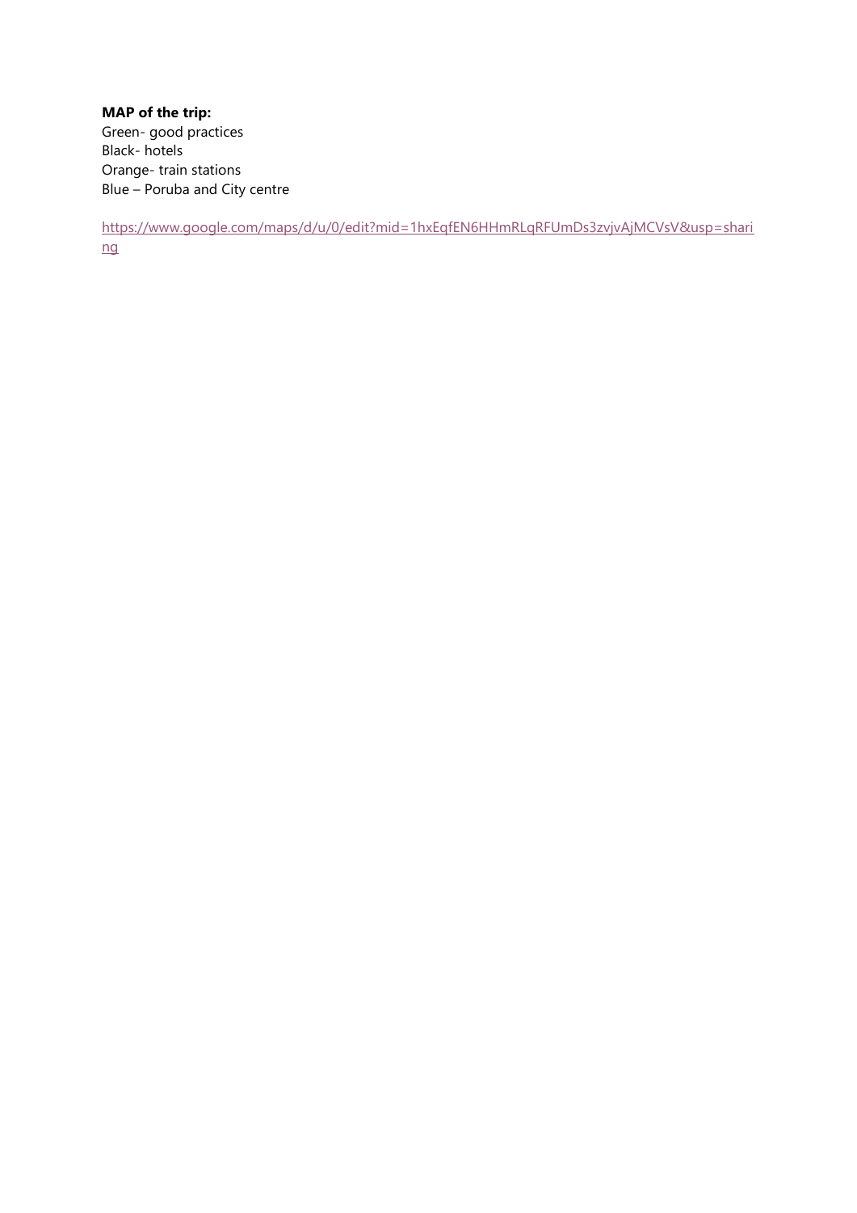**MAP of the trip:**
Green- good practices
Black- hotels
Orange- train stations
Blue – Poruba and City centre

https://www.google.com/maps/d/u/0/edit?mid=1hxEqfEN6HHmRLqRFUmDs3zvjvAjMCVsV&usp=sharing